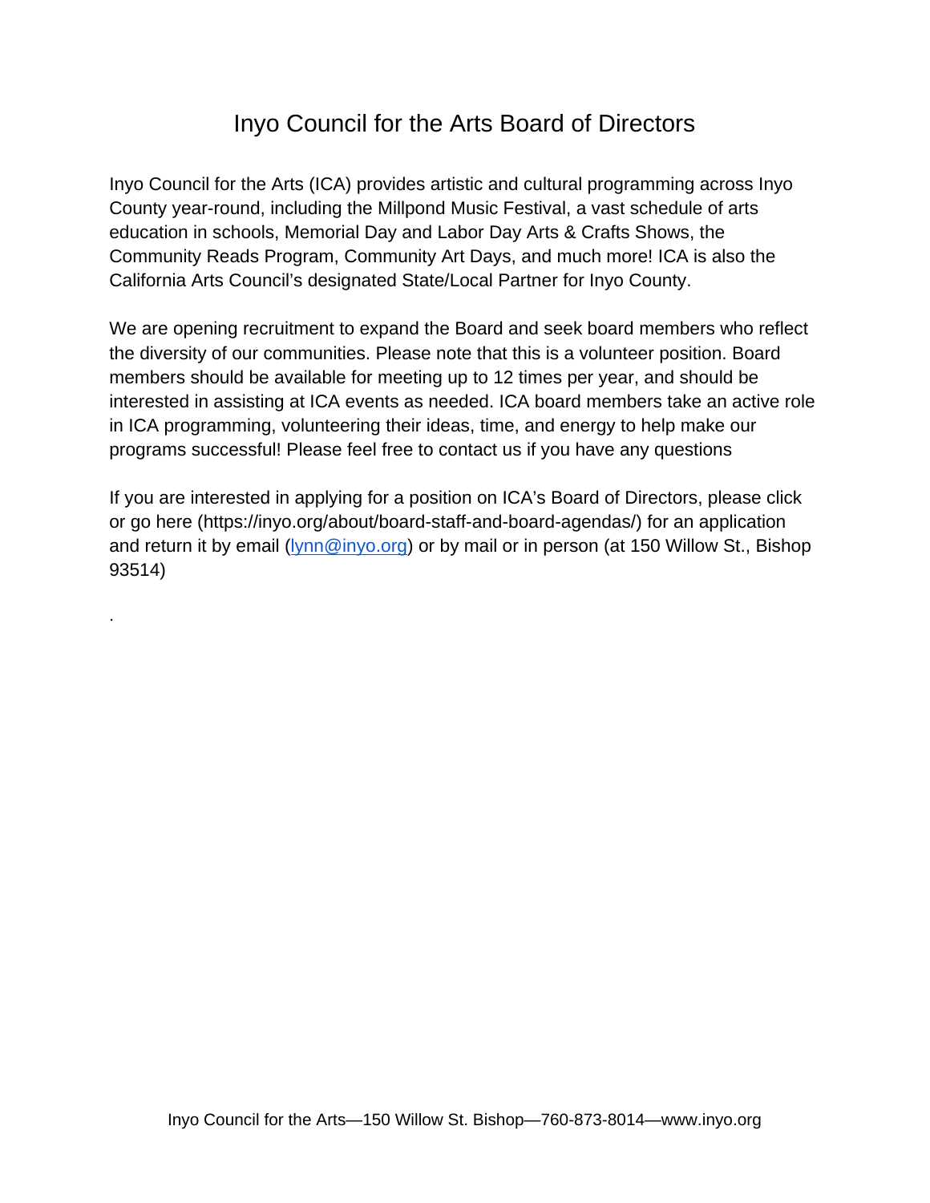# Inyo Council for the Arts Board of Directors

Inyo Council for the Arts (ICA) provides artistic and cultural programming across Inyo County year-round, including the Millpond Music Festival, a vast schedule of arts education in schools, Memorial Day and Labor Day Arts & Crafts Shows, the Community Reads Program, Community Art Days, and much more! ICA is also the California Arts Council's designated State/Local Partner for Inyo County.

We are opening recruitment to expand the Board and seek board members who reflect the diversity of our communities. Please note that this is a volunteer position. Board members should be available for meeting up to 12 times per year, and should be interested in assisting at ICA events as needed. ICA board members take an active role in ICA programming, volunteering their ideas, time, and energy to help make our programs successful! Please feel free to contact us if you have any questions

If you are interested in applying for a position on ICA's Board of Directors, please click or go here (https://inyo.org/about/board-staff-and-board-agendas/) for an application and return it by email (lynn@inyo.org) or by mail or in person (at 150 Willow St., Bishop 93514)

.

Inyo Council for the Arts—150 Willow St. Bishop—760-873-8014—www.inyo.org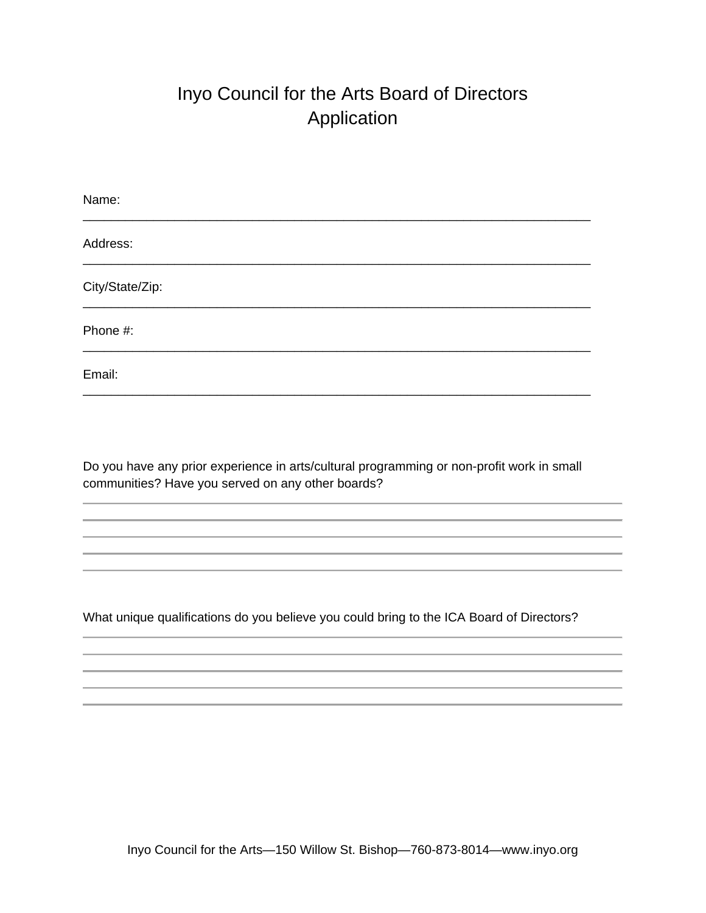# Inyo Council for the Arts Board of Directors Application

Name: ___________________________________________________________________________

Address: ___________________________________________________________________________

City/State/Zip: ___________________________________________________________________________

Phone #: ___________________________________________________________________________

Email: ___________________________________________________________________________

Do you have any prior experience in arts/cultural programming or non-profit work in small communities? Have you served on any other boards?

___________________________________________________________________________

___________________________________________________________________________

___________________________________________________________________________

___________________________________________________________________________

___________________________________________________________________________

What unique qualifications do you believe you could bring to the ICA Board of Directors?

___________________________________________________________________________

___________________________________________________________________________

___________________________________________________________________________

___________________________________________________________________________

___________________________________________________________________________

Inyo Council for the Arts—150 Willow St. Bishop—760-873-8014—www.inyo.org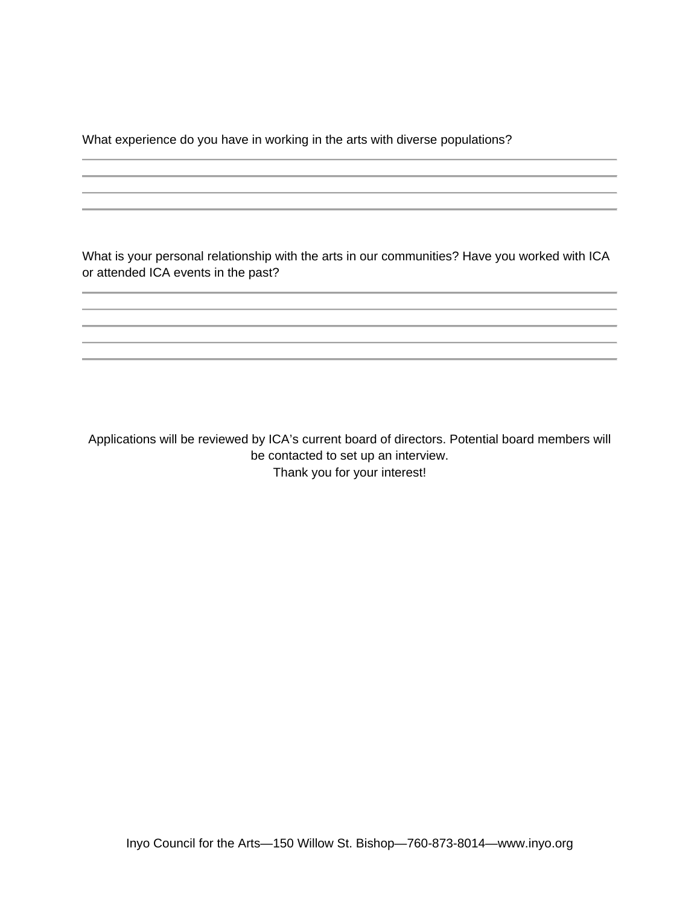What experience do you have in working in the arts with diverse populations?

What is your personal relationship with the arts in our communities? Have you worked with ICA or attended ICA events in the past?

Applications will be reviewed by ICA's current board of directors. Potential board members will be contacted to set up an interview.
Thank you for your interest!

Inyo Council for the Arts—150 Willow St. Bishop—760-873-8014—www.inyo.org